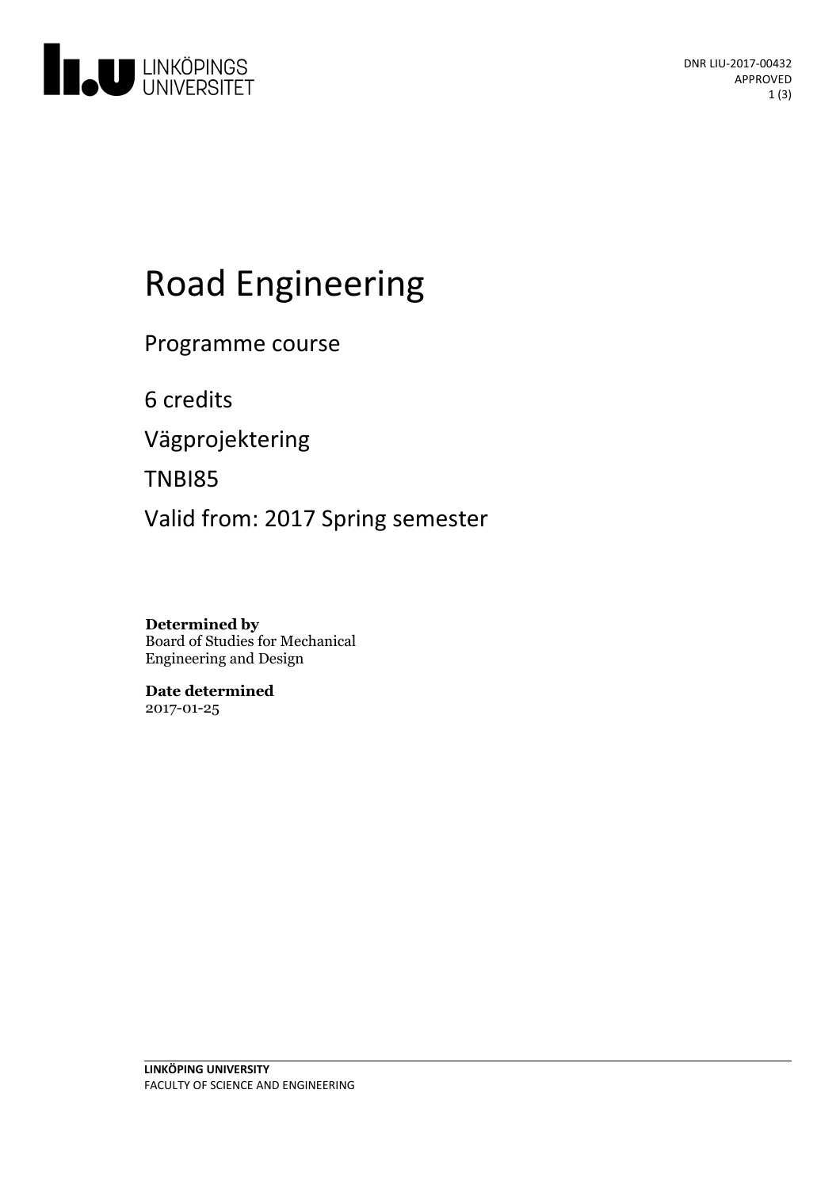DNR LIU-2017-00432
APPROVED

# Road Engineering

Programme course

6 credits

Vägprojektering

TNBI85

Valid from: 2017 Spring semester

**Determined by**
Board of Studies for Mechanical Engineering and Design

**Date determined**
2017-01-25

**LINKÖPING UNIVERSITY**
FACULTY OF SCIENCE AND ENGINEERING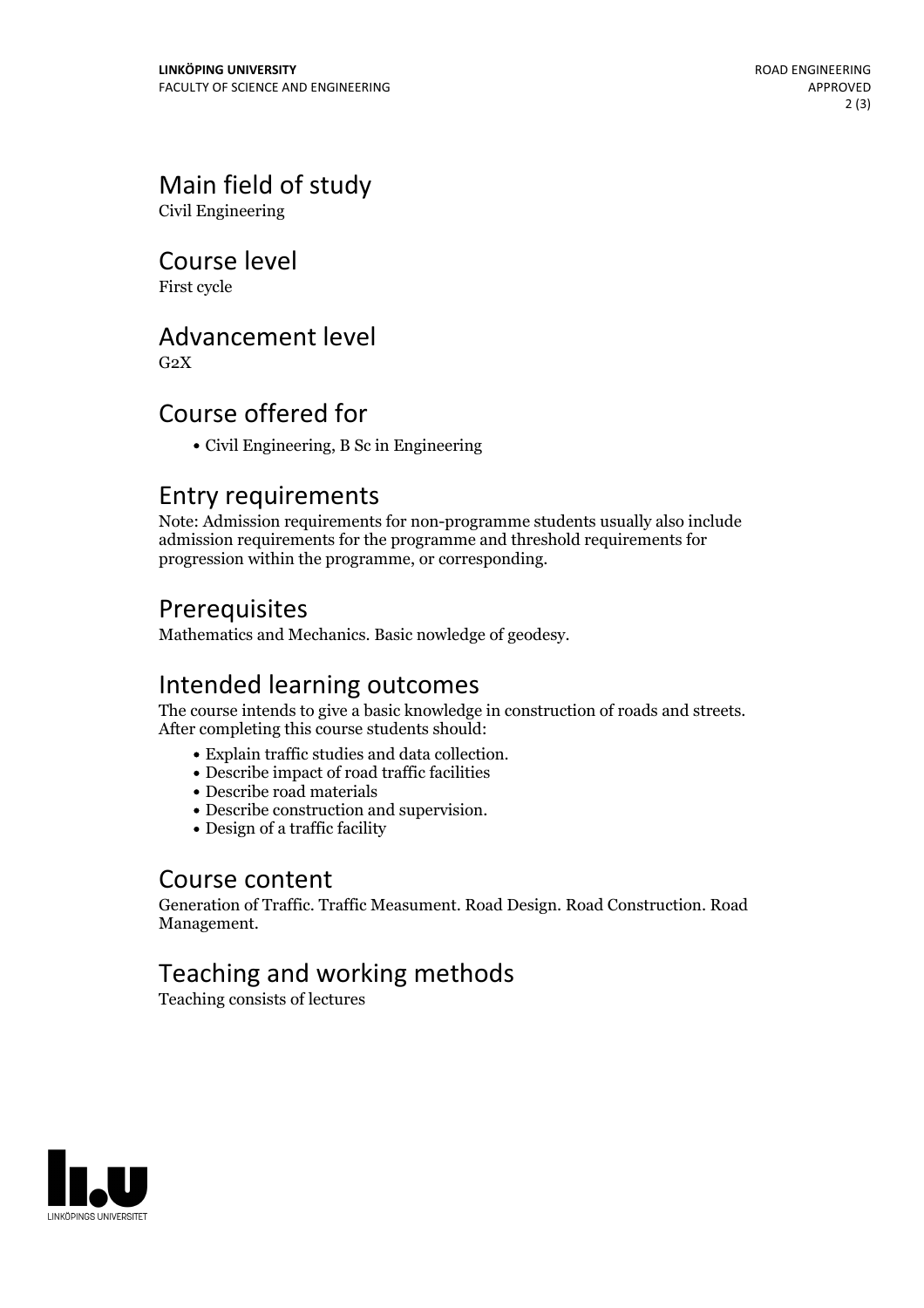## Main field of study

Civil Engineering

## Course level

First cycle

## Advancement level

G2X

## Course offered for

- Civil Engineering, B Sc in Engineering

## Entry requirements

Note: Admission requirements for non-programme students usually also include admission requirements for the programme and threshold requirements for progression within the programme, or corresponding.

## Prerequisites

Mathematics and Mechanics. Basic nowledge of geodesy.

## Intended learning outcomes

The course intends to give a basic knowledge in construction of roads and streets. After completing this course students should:

- Explain traffic studies and data collection.
- Describe impact of road traffic facilities
- Describe road materials
- Describe construction and supervision.
- Design of a traffic facility

## Course content

Generation of Traffic. Traffic Measument. Road Design. Road Construction. Road Management.

## Teaching and working methods

Teaching consists of lectures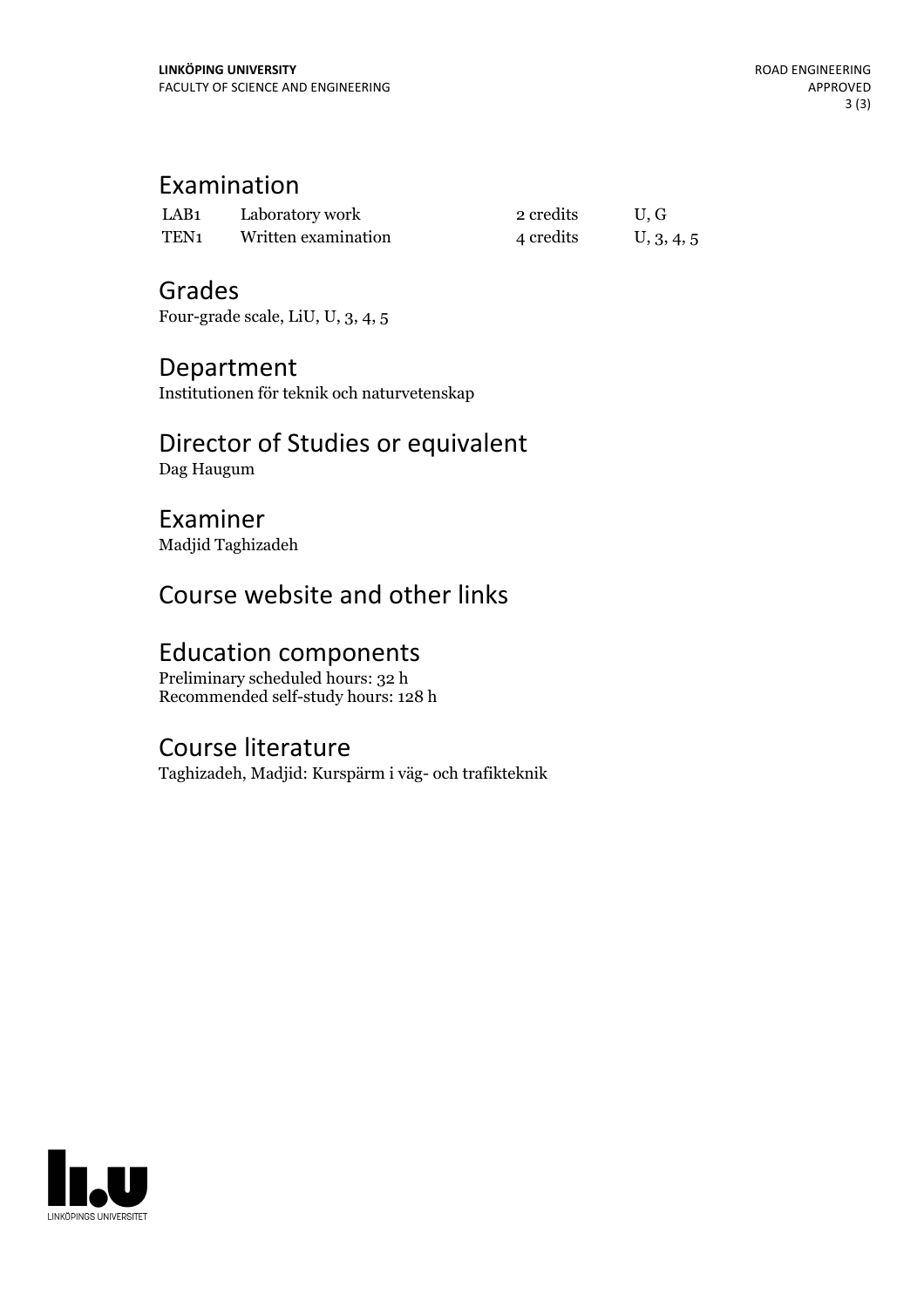## Examination

| | | | |
|---|---|---|---|
| LAB1 | Laboratory work | 2 credits | U, G |
| TEN1 | Written examination | 4 credits | U, 3, 4, 5 |

## Grades

Four-grade scale, LiU, U, 3, 4, 5

## Department

Institutionen för teknik och naturvetenskap

## Director of Studies or equivalent

Dag Haugum

## Examiner

Madjid Taghizadeh

## Course website and other links

## Education components

Preliminary scheduled hours: 32 h
Recommended self-study hours: 128 h

## Course literature

Taghizadeh, Madjid: Kurspärm i väg- och trafikteknik